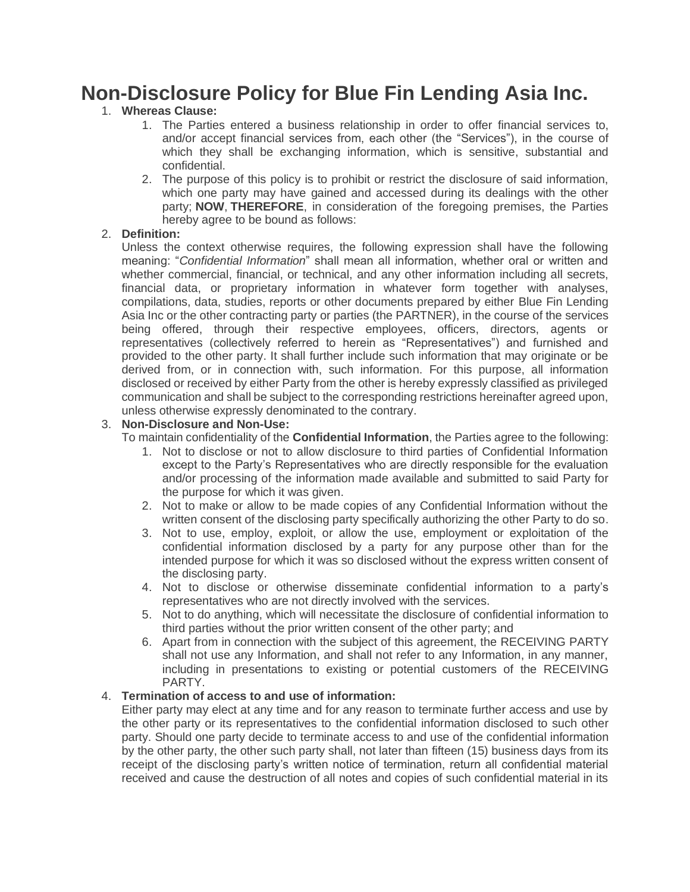# Non-Disclosure Policy for Blue Fin Lending Asia Inc.

1. **Whereas Clause:**
    1. The Parties entered a business relationship in order to offer financial services to, and/or accept financial services from, each other (the "Services"), in the course of which they shall be exchanging information, which is sensitive, substantial and confidential.
    2. The purpose of this policy is to prohibit or restrict the disclosure of said information, which one party may have gained and accessed during its dealings with the other party; **NOW**, **THEREFORE**, in consideration of the foregoing premises, the Parties hereby agree to be bound as follows:
2. **Definition:**
   Unless the context otherwise requires, the following expression shall have the following meaning: "*Confidential Information*" shall mean all information, whether oral or written and whether commercial, financial, or technical, and any other information including all secrets, financial data, or proprietary information in whatever form together with analyses, compilations, data, studies, reports or other documents prepared by either Blue Fin Lending Asia Inc or the other contracting party or parties (the PARTNER), in the course of the services being offered, through their respective employees, officers, directors, agents or representatives (collectively referred to herein as "Representatives") and furnished and provided to the other party. It shall further include such information that may originate or be derived from, or in connection with, such information. For this purpose, all information disclosed or received by either Party from the other is hereby expressly classified as privileged communication and shall be subject to the corresponding restrictions hereinafter agreed upon, unless otherwise expressly denominated to the contrary.
3. **Non-Disclosure and Non-Use:**
   To maintain confidentiality of the **Confidential Information**, the Parties agree to the following:
    1. Not to disclose or not to allow disclosure to third parties of Confidential Information except to the Party's Representatives who are directly responsible for the evaluation and/or processing of the information made available and submitted to said Party for the purpose for which it was given.
    2. Not to make or allow to be made copies of any Confidential Information without the written consent of the disclosing party specifically authorizing the other Party to do so.
    3. Not to use, employ, exploit, or allow the use, employment or exploitation of the confidential information disclosed by a party for any purpose other than for the intended purpose for which it was so disclosed without the express written consent of the disclosing party.
    4. Not to disclose or otherwise disseminate confidential information to a party's representatives who are not directly involved with the services.
    5. Not to do anything, which will necessitate the disclosure of confidential information to third parties without the prior written consent of the other party; and
    6. Apart from in connection with the subject of this agreement, the RECEIVING PARTY shall not use any Information, and shall not refer to any Information, in any manner, including in presentations to existing or potential customers of the RECEIVING PARTY.
4. **Termination of access to and use of information:**
   Either party may elect at any time and for any reason to terminate further access and use by the other party or its representatives to the confidential information disclosed to such other party. Should one party decide to terminate access to and use of the confidential information by the other party, the other such party shall, not later than fifteen (15) business days from its receipt of the disclosing party's written notice of termination, return all confidential material received and cause the destruction of all notes and copies of such confidential material in its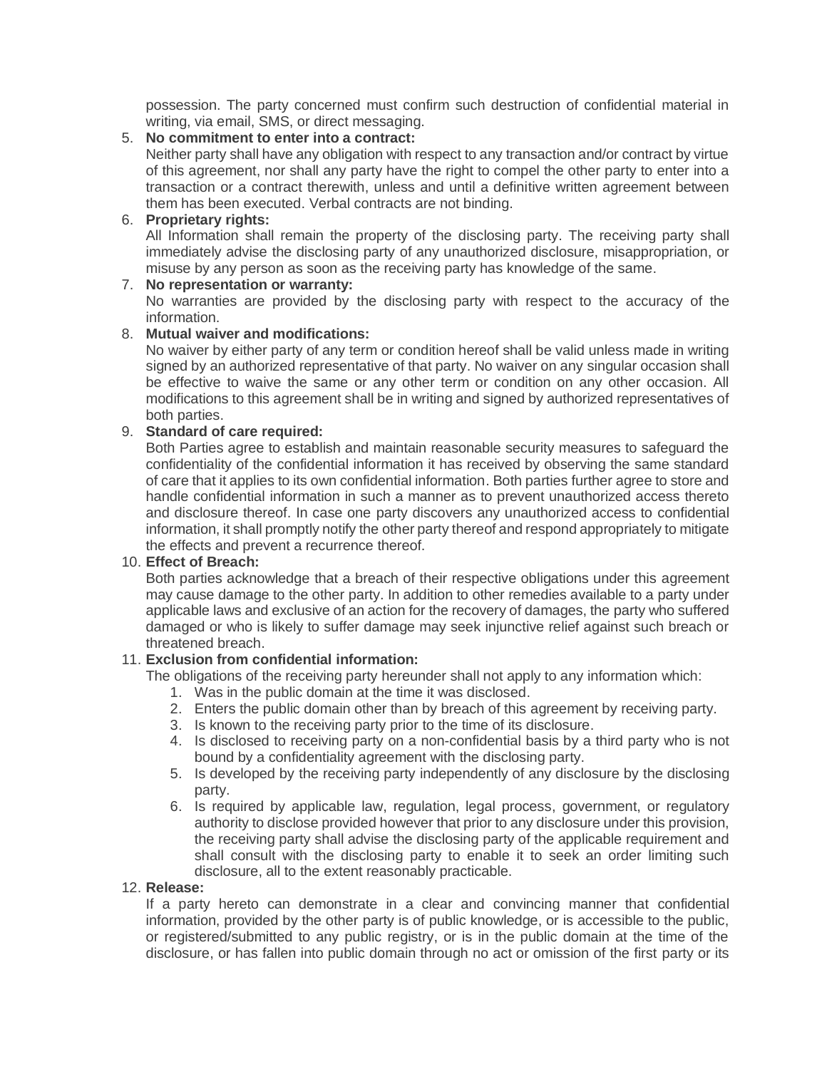possession. The party concerned must confirm such destruction of confidential material in writing, via email, SMS, or direct messaging.

5. **No commitment to enter into a contract:**
   Neither party shall have any obligation with respect to any transaction and/or contract by virtue of this agreement, nor shall any party have the right to compel the other party to enter into a transaction or a contract therewith, unless and until a definitive written agreement between them has been executed. Verbal contracts are not binding.
6. **Proprietary rights:**
   All Information shall remain the property of the disclosing party. The receiving party shall immediately advise the disclosing party of any unauthorized disclosure, misappropriation, or misuse by any person as soon as the receiving party has knowledge of the same.
7. **No representation or warranty:**
   No warranties are provided by the disclosing party with respect to the accuracy of the information.
8. **Mutual waiver and modifications:**
   No waiver by either party of any term or condition hereof shall be valid unless made in writing signed by an authorized representative of that party. No waiver on any singular occasion shall be effective to waive the same or any other term or condition on any other occasion. All modifications to this agreement shall be in writing and signed by authorized representatives of both parties.
9. **Standard of care required:**
   Both Parties agree to establish and maintain reasonable security measures to safeguard the confidentiality of the confidential information it has received by observing the same standard of care that it applies to its own confidential information. Both parties further agree to store and handle confidential information in such a manner as to prevent unauthorized access thereto and disclosure thereof. In case one party discovers any unauthorized access to confidential information, it shall promptly notify the other party thereof and respond appropriately to mitigate the effects and prevent a recurrence thereof.
10. **Effect of Breach:**
    Both parties acknowledge that a breach of their respective obligations under this agreement may cause damage to the other party. In addition to other remedies available to a party under applicable laws and exclusive of an action for the recovery of damages, the party who suffered damaged or who is likely to suffer damage may seek injunctive relief against such breach or threatened breach.
11. **Exclusion from confidential information:**
    The obligations of the receiving party hereunder shall not apply to any information which:
    1. Was in the public domain at the time it was disclosed.
    2. Enters the public domain other than by breach of this agreement by receiving party.
    3. Is known to the receiving party prior to the time of its disclosure.
    4. Is disclosed to receiving party on a non-confidential basis by a third party who is not bound by a confidentiality agreement with the disclosing party.
    5. Is developed by the receiving party independently of any disclosure by the disclosing party.
    6. Is required by applicable law, regulation, legal process, government, or regulatory authority to disclose provided however that prior to any disclosure under this provision, the receiving party shall advise the disclosing party of the applicable requirement and shall consult with the disclosing party to enable it to seek an order limiting such disclosure, all to the extent reasonably practicable.
12. **Release:**
    If a party hereto can demonstrate in a clear and convincing manner that confidential information, provided by the other party is of public knowledge, or is accessible to the public, or registered/submitted to any public registry, or is in the public domain at the time of the disclosure, or has fallen into public domain through no act or omission of the first party or its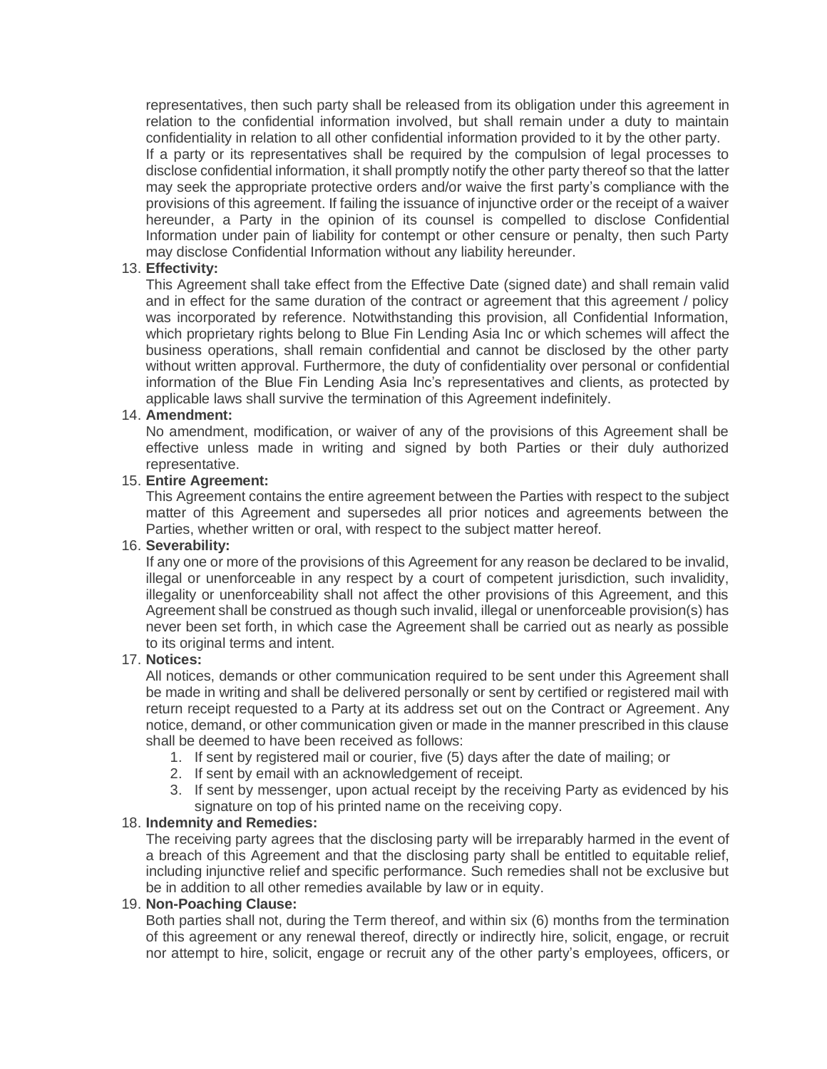representatives, then such party shall be released from its obligation under this agreement in relation to the confidential information involved, but shall remain under a duty to maintain confidentiality in relation to all other confidential information provided to it by the other party.
If a party or its representatives shall be required by the compulsion of legal processes to disclose confidential information, it shall promptly notify the other party thereof so that the latter may seek the appropriate protective orders and/or waive the first party's compliance with the provisions of this agreement. If failing the issuance of injunctive order or the receipt of a waiver hereunder, a Party in the opinion of its counsel is compelled to disclose Confidential Information under pain of liability for contempt or other censure or penalty, then such Party may disclose Confidential Information without any liability hereunder.

13. **Effectivity:**
This Agreement shall take effect from the Effective Date (signed date) and shall remain valid and in effect for the same duration of the contract or agreement that this agreement / policy was incorporated by reference. Notwithstanding this provision, all Confidential Information, which proprietary rights belong to Blue Fin Lending Asia Inc or which schemes will affect the business operations, shall remain confidential and cannot be disclosed by the other party without written approval. Furthermore, the duty of confidentiality over personal or confidential information of the Blue Fin Lending Asia Inc's representatives and clients, as protected by applicable laws shall survive the termination of this Agreement indefinitely.

14. **Amendment:**
No amendment, modification, or waiver of any of the provisions of this Agreement shall be effective unless made in writing and signed by both Parties or their duly authorized representative.

15. **Entire Agreement:**
This Agreement contains the entire agreement between the Parties with respect to the subject matter of this Agreement and supersedes all prior notices and agreements between the Parties, whether written or oral, with respect to the subject matter hereof.

16. **Severability:**
If any one or more of the provisions of this Agreement for any reason be declared to be invalid, illegal or unenforceable in any respect by a court of competent jurisdiction, such invalidity, illegality or unenforceability shall not affect the other provisions of this Agreement, and this Agreement shall be construed as though such invalid, illegal or unenforceable provision(s) has never been set forth, in which case the Agreement shall be carried out as nearly as possible to its original terms and intent.

17. **Notices:**
All notices, demands or other communication required to be sent under this Agreement shall be made in writing and shall be delivered personally or sent by certified or registered mail with return receipt requested to a Party at its address set out on the Contract or Agreement. Any notice, demand, or other communication given or made in the manner prescribed in this clause shall be deemed to have been received as follows:
    1. If sent by registered mail or courier, five (5) days after the date of mailing; or
    2. If sent by email with an acknowledgement of receipt.
    3. If sent by messenger, upon actual receipt by the receiving Party as evidenced by his signature on top of his printed name on the receiving copy.

18. **Indemnity and Remedies:**
The receiving party agrees that the disclosing party will be irreparably harmed in the event of a breach of this Agreement and that the disclosing party shall be entitled to equitable relief, including injunctive relief and specific performance. Such remedies shall not be exclusive but be in addition to all other remedies available by law or in equity.

19. **Non-Poaching Clause:**
Both parties shall not, during the Term thereof, and within six (6) months from the termination of this agreement or any renewal thereof, directly or indirectly hire, solicit, engage, or recruit nor attempt to hire, solicit, engage or recruit any of the other party's employees, officers, or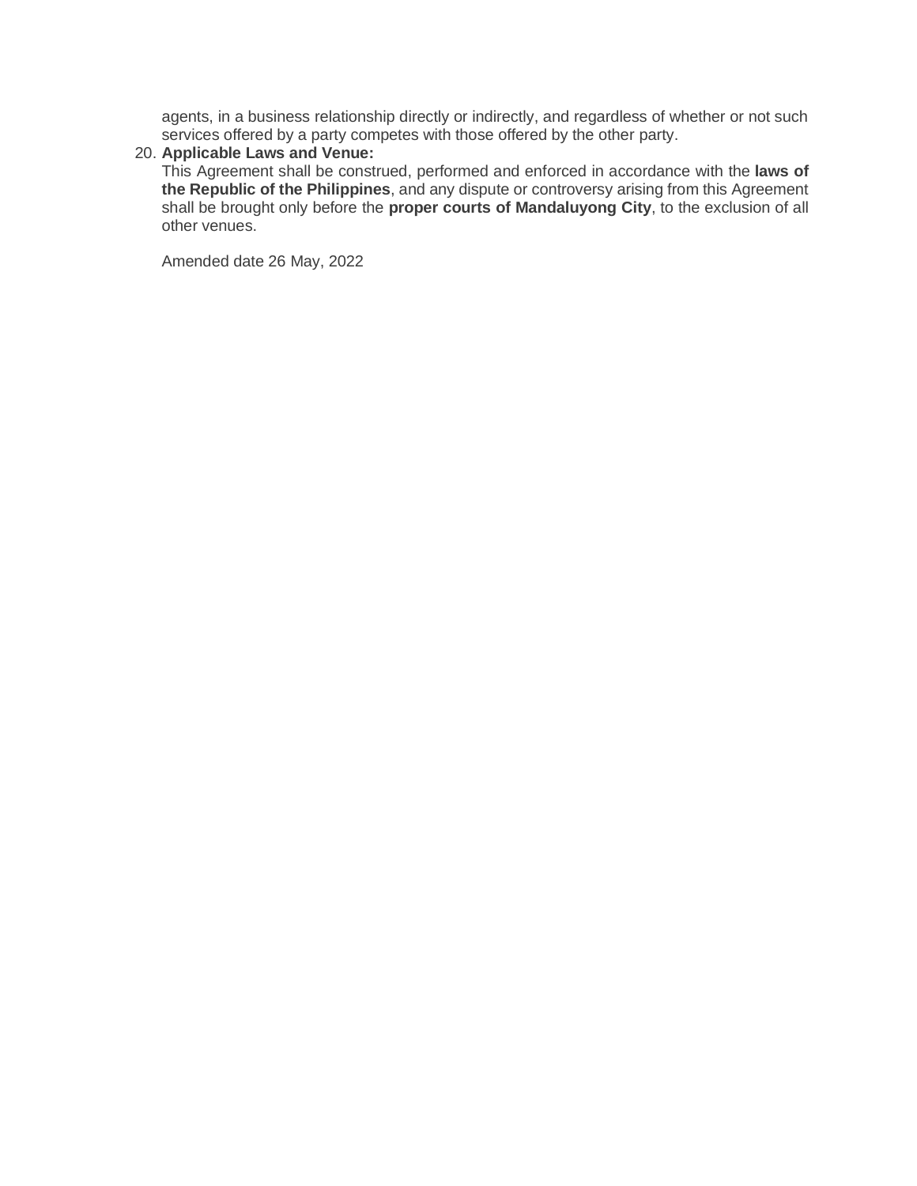agents, in a business relationship directly or indirectly, and regardless of whether or not such services offered by a party competes with those offered by the other party.

20. **Applicable Laws and Venue:**
    This Agreement shall be construed, performed and enforced in accordance with the **laws of the Republic of the Philippines**, and any dispute or controversy arising from this Agreement shall be brought only before the **proper courts of Mandaluyong City**, to the exclusion of all other venues.

    Amended date 26 May, 2022